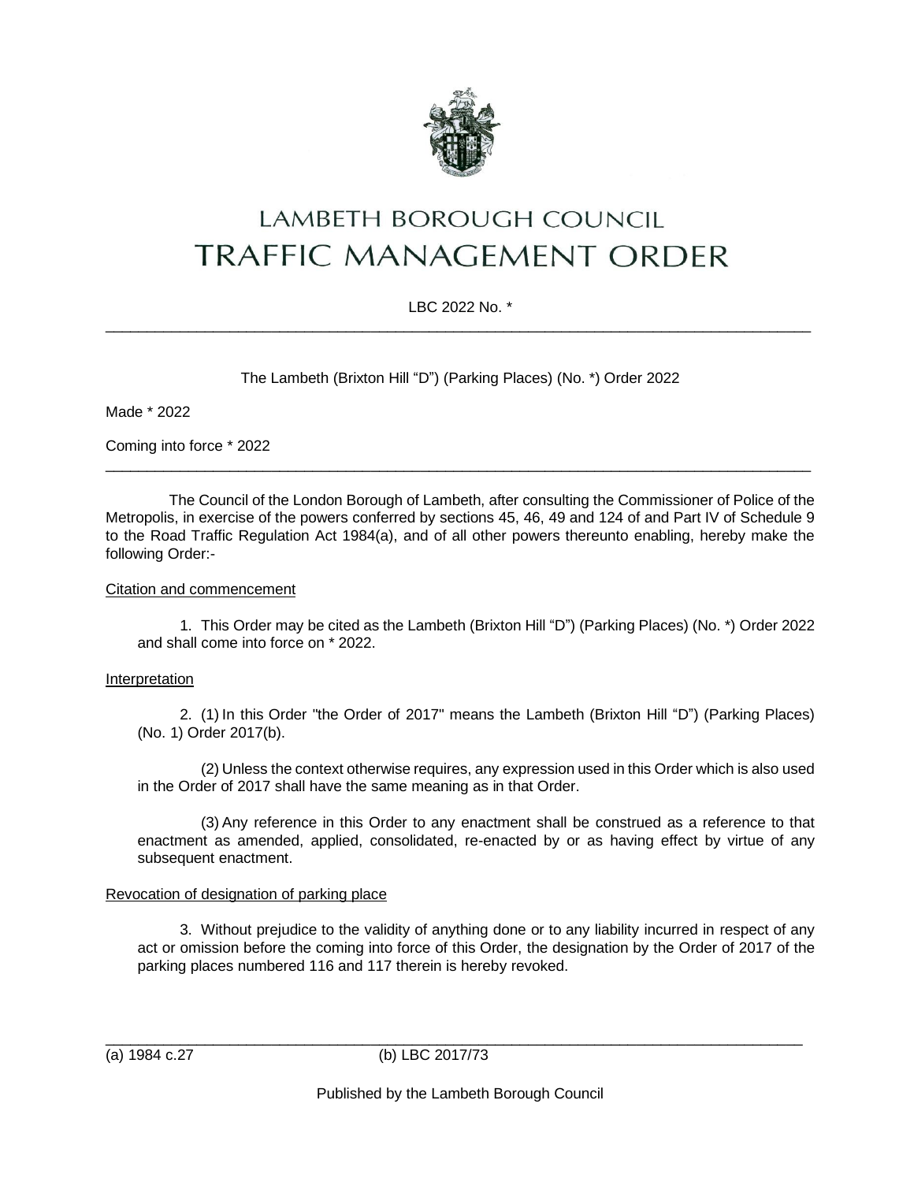# LAMBETH BOROUGH COUNCIL
# TRAFFIC MANAGEMENT ORDER

LBC 2022 No. *

---

The Lambeth (Brixton Hill "D") (Parking Places) (No. *) Order 2022

Made * 2022

Coming into force * 2022

---

The Council of the London Borough of Lambeth, after consulting the Commissioner of Police of the Metropolis, in exercise of the powers conferred by sections 45, 46, 49 and 124 of and Part IV of Schedule 9 to the Road Traffic Regulation Act 1984(a), and of all other powers thereunto enabling, hereby make the following Order:-

Citation and commencement

1. This Order may be cited as the Lambeth (Brixton Hill "D") (Parking Places) (No. *) Order 2022 and shall come into force on * 2022.

Interpretation

2. (1) In this Order "the Order of 2017" means the Lambeth (Brixton Hill "D") (Parking Places) (No. 1) Order 2017(b).

(2) Unless the context otherwise requires, any expression used in this Order which is also used in the Order of 2017 shall have the same meaning as in that Order.

(3) Any reference in this Order to any enactment shall be construed as a reference to that enactment as amended, applied, consolidated, re-enacted by or as having effect by virtue of any subsequent enactment.

Revocation of designation of parking place

3. Without prejudice to the validity of anything done or to any liability incurred in respect of any act or omission before the coming into force of this Order, the designation by the Order of 2017 of the parking places numbered 116 and 117 therein is hereby revoked.

---

(a) 1984 c.27 (b) LBC 2017/73

Published by the Lambeth Borough Council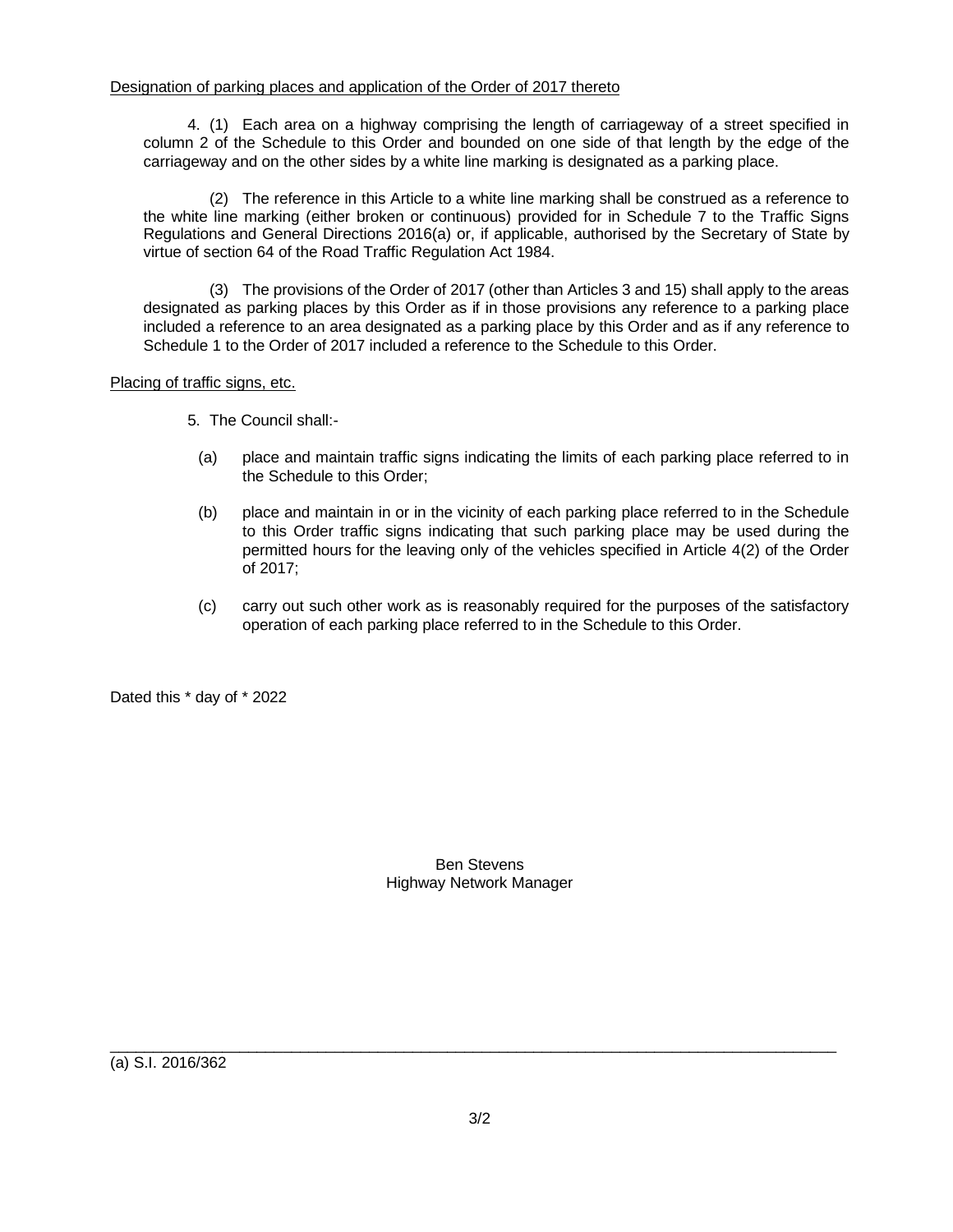Designation of parking places and application of the Order of 2017 thereto

4. (1) Each area on a highway comprising the length of carriageway of a street specified in column 2 of the Schedule to this Order and bounded on one side of that length by the edge of the carriageway and on the other sides by a white line marking is designated as a parking place.

(2) The reference in this Article to a white line marking shall be construed as a reference to the white line marking (either broken or continuous) provided for in Schedule 7 to the Traffic Signs Regulations and General Directions 2016(a) or, if applicable, authorised by the Secretary of State by virtue of section 64 of the Road Traffic Regulation Act 1984.

(3) The provisions of the Order of 2017 (other than Articles 3 and 15) shall apply to the areas designated as parking places by this Order as if in those provisions any reference to a parking place included a reference to an area designated as a parking place by this Order and as if any reference to Schedule 1 to the Order of 2017 included a reference to the Schedule to this Order.

Placing of traffic signs, etc.

5. The Council shall:-

(a) place and maintain traffic signs indicating the limits of each parking place referred to in the Schedule to this Order;

(b) place and maintain in or in the vicinity of each parking place referred to in the Schedule to this Order traffic signs indicating that such parking place may be used during the permitted hours for the leaving only of the vehicles specified in Article 4(2) of the Order of 2017;

(c) carry out such other work as is reasonably required for the purposes of the satisfactory operation of each parking place referred to in the Schedule to this Order.

Dated this * day of * 2022

Ben Stevens
Highway Network Manager

---

(a) S.I. 2016/362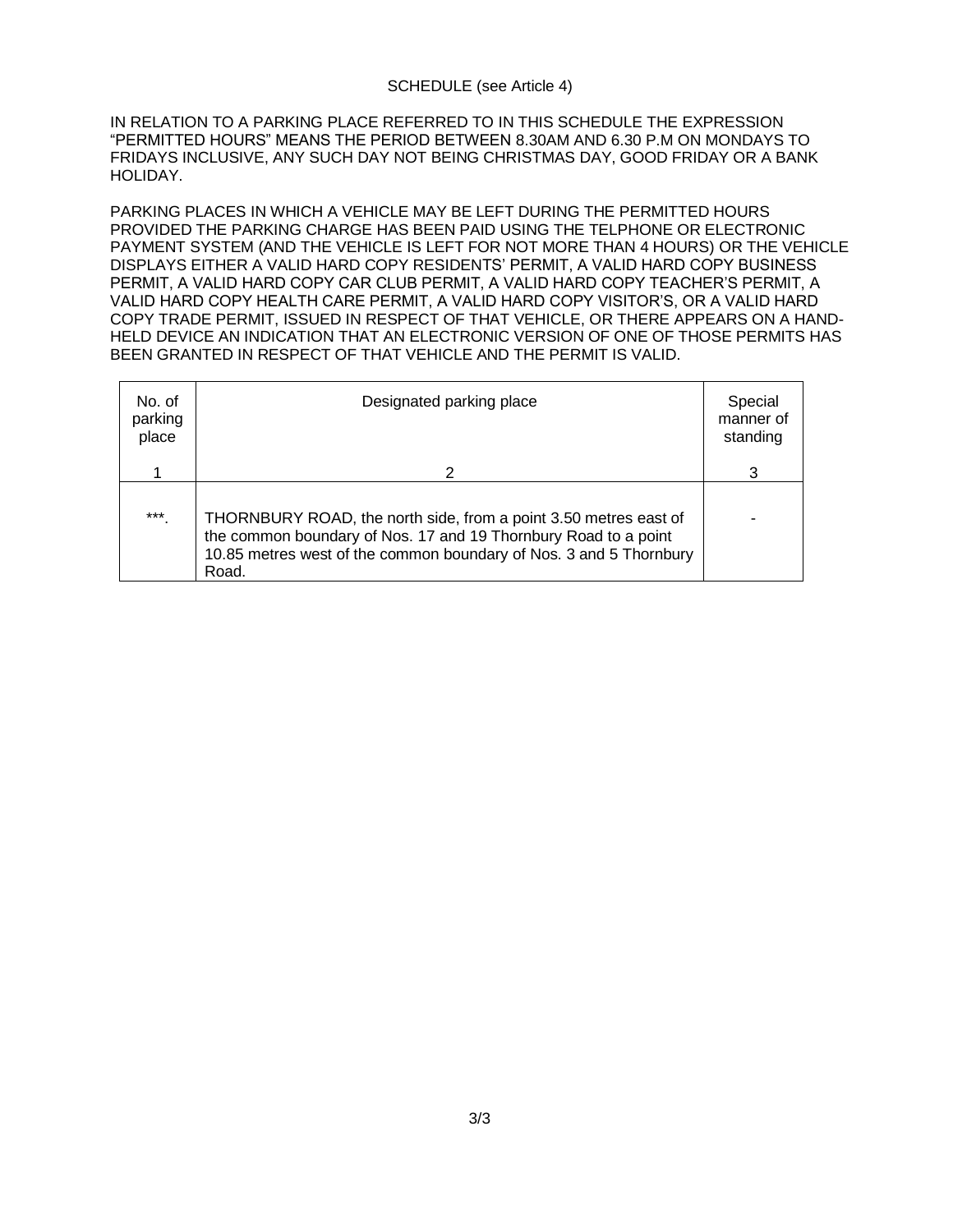SCHEDULE (see Article 4)

IN RELATION TO A PARKING PLACE REFERRED TO IN THIS SCHEDULE THE EXPRESSION "PERMITTED HOURS" MEANS THE PERIOD BETWEEN 8.30AM AND 6.30 P.M ON MONDAYS TO FRIDAYS INCLUSIVE, ANY SUCH DAY NOT BEING CHRISTMAS DAY, GOOD FRIDAY OR A BANK HOLIDAY.

PARKING PLACES IN WHICH A VEHICLE MAY BE LEFT DURING THE PERMITTED HOURS PROVIDED THE PARKING CHARGE HAS BEEN PAID USING THE TELPHONE OR ELECTRONIC PAYMENT SYSTEM (AND THE VEHICLE IS LEFT FOR NOT MORE THAN 4 HOURS) OR THE VEHICLE DISPLAYS EITHER A VALID HARD COPY RESIDENTS' PERMIT, A VALID HARD COPY BUSINESS PERMIT, A VALID HARD COPY CAR CLUB PERMIT, A VALID HARD COPY TEACHER'S PERMIT, A VALID HARD COPY HEALTH CARE PERMIT, A VALID HARD COPY VISITOR'S, OR A VALID HARD COPY TRADE PERMIT, ISSUED IN RESPECT OF THAT VEHICLE, OR THERE APPEARS ON A HAND-HELD DEVICE AN INDICATION THAT AN ELECTRONIC VERSION OF ONE OF THOSE PERMITS HAS BEEN GRANTED IN RESPECT OF THAT VEHICLE AND THE PERMIT IS VALID.

| No. of parking place | Designated parking place | Special manner of standing |
|---|---|---|
| 1 | 2 | 3 |
| ***. | THORNBURY ROAD, the north side, from a point 3.50 metres east of the common boundary of Nos. 17 and 19 Thornbury Road to a point 10.85 metres west of the common boundary of Nos. 3 and 5 Thornbury Road. | - |